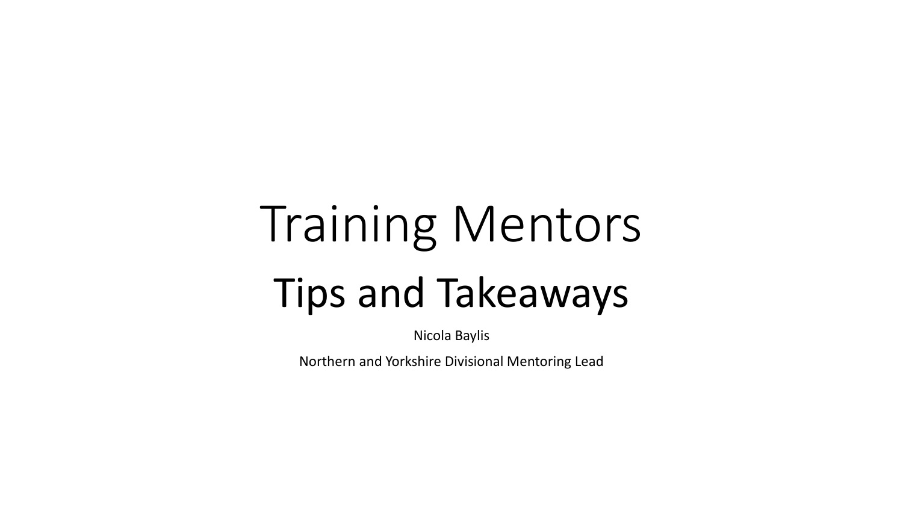# Training Mentors

## Tips and Takeaways

Nicola Baylis

Northern and Yorkshire Divisional Mentoring Lead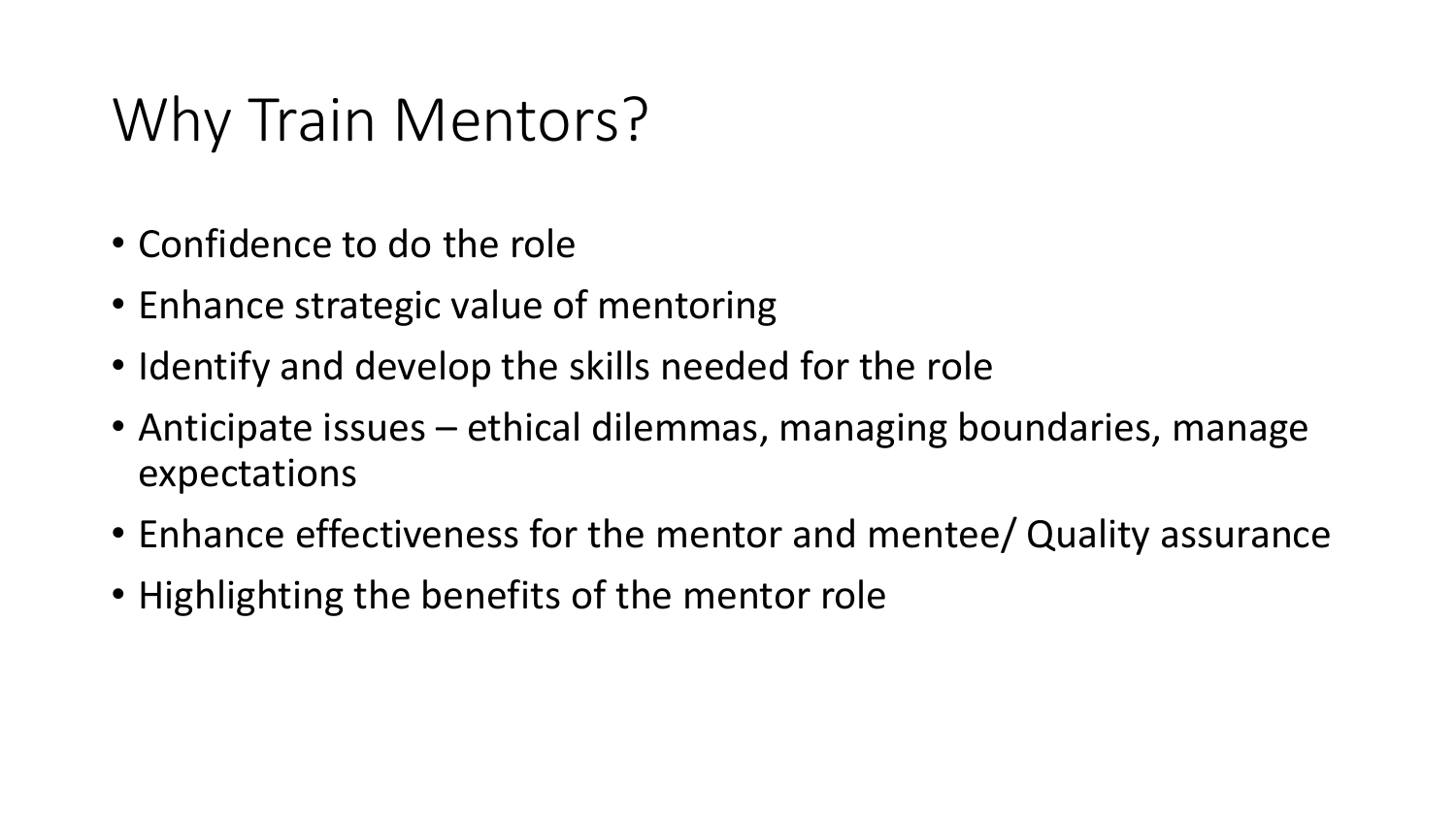# Why Train Mentors?

- Confidence to do the role
- Enhance strategic value of mentoring
- Identify and develop the skills needed for the role
- Anticipate issues – ethical dilemmas, managing boundaries, manage expectations
- Enhance effectiveness for the mentor and mentee/ Quality assurance
- Highlighting the benefits of the mentor role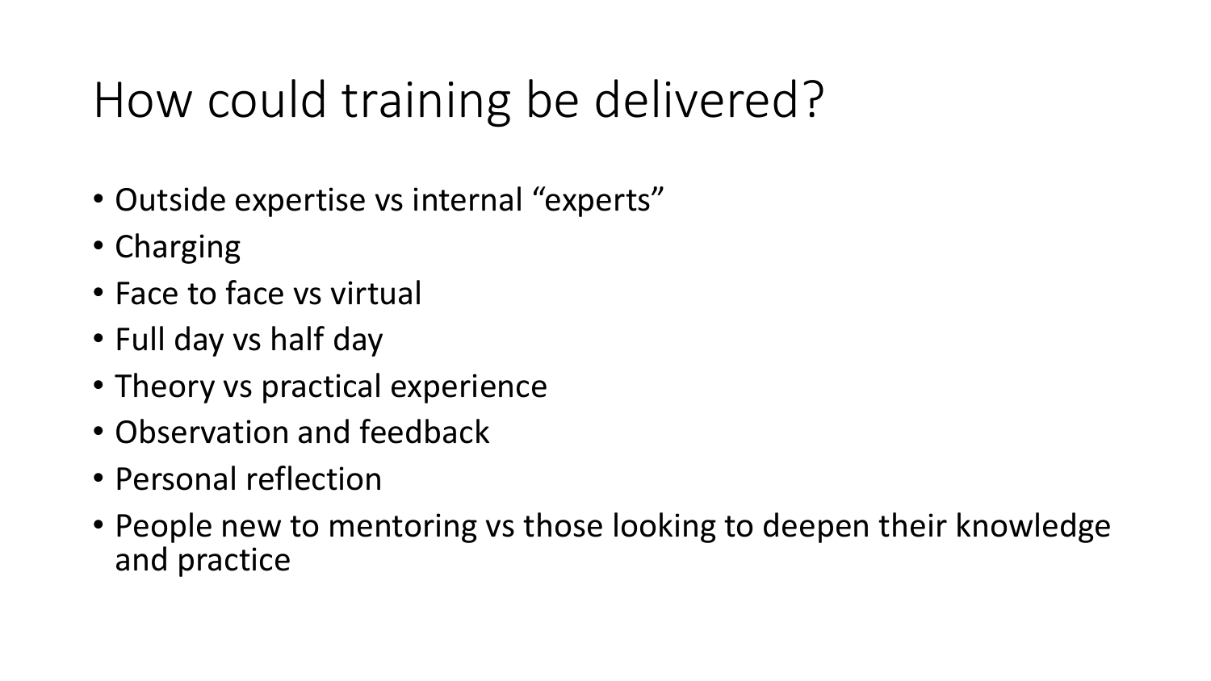# How could training be delivered?

- Outside expertise vs internal “experts”
- Charging
- Face to face vs virtual
- Full day vs half day
- Theory vs practical experience
- Observation and feedback
- Personal reflection
- People new to mentoring vs those looking to deepen their knowledge and practice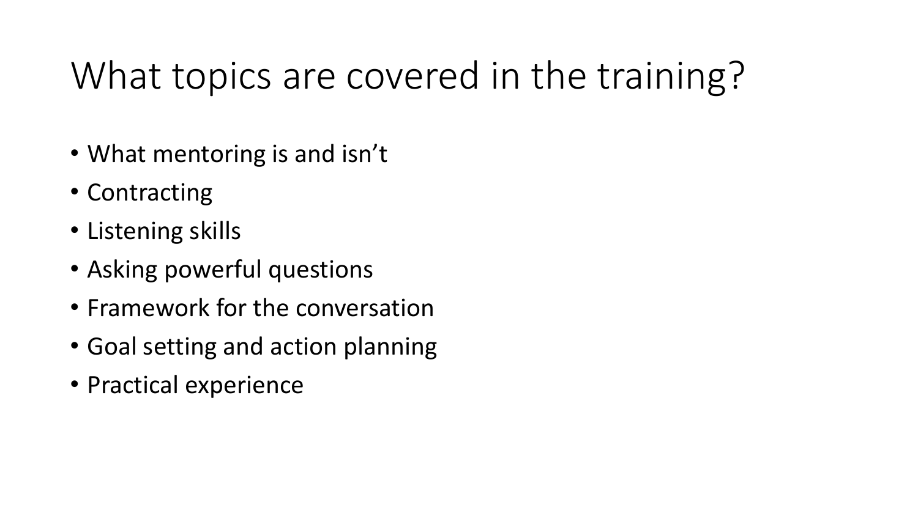# What topics are covered in the training?

- What mentoring is and isn’t
- Contracting
- Listening skills
- Asking powerful questions
- Framework for the conversation
- Goal setting and action planning
- Practical experience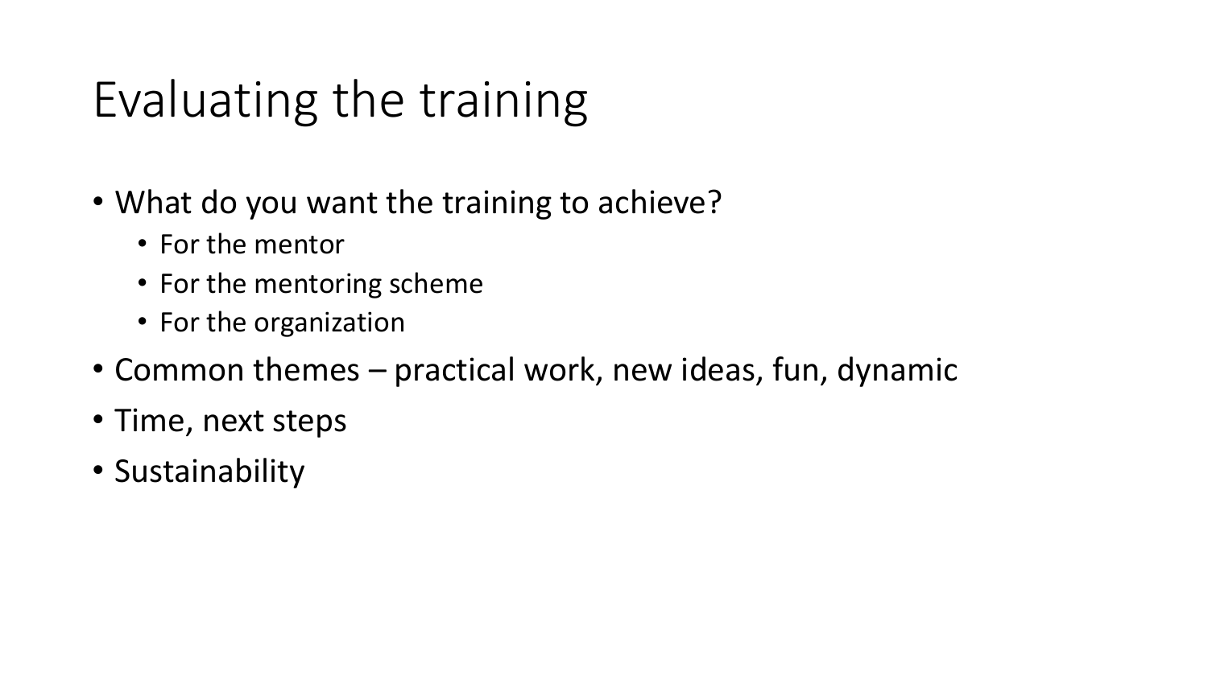# Evaluating the training

- What do you want the training to achieve?
  - For the mentor
  - For the mentoring scheme
  - For the organization
- Common themes – practical work, new ideas, fun, dynamic
- Time, next steps
- Sustainability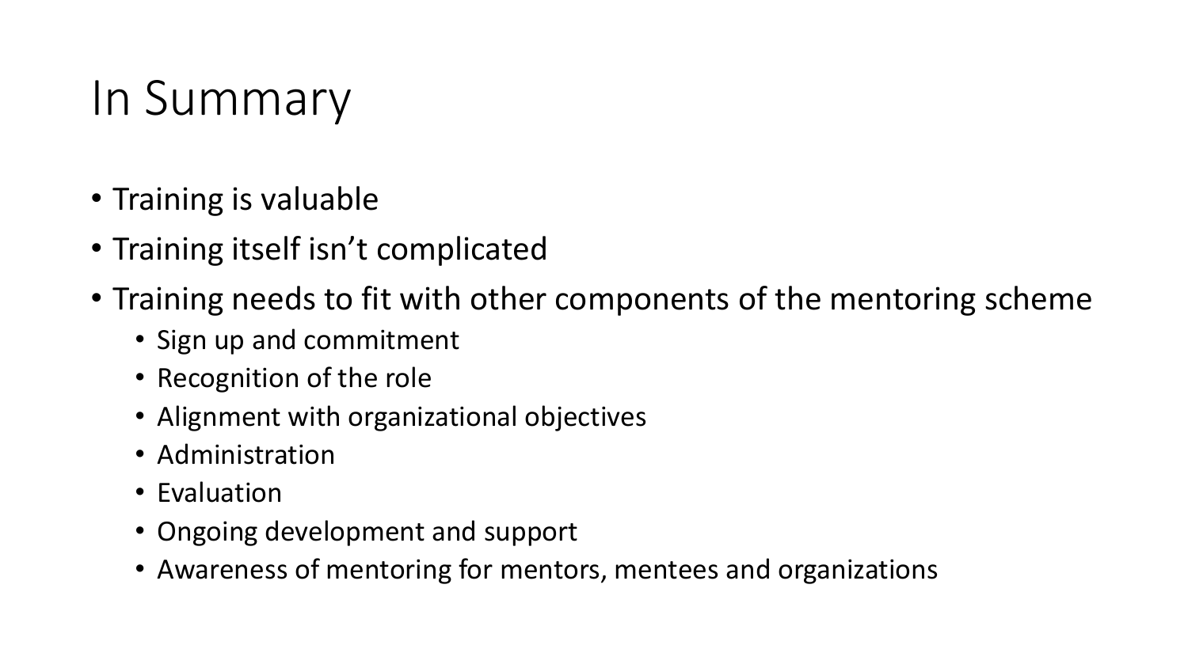# In Summary

- Training is valuable
- Training itself isn't complicated
- Training needs to fit with other components of the mentoring scheme
  - Sign up and commitment
  - Recognition of the role
  - Alignment with organizational objectives
  - Administration
  - Evaluation
  - Ongoing development and support
  - Awareness of mentoring for mentors, mentees and organizations